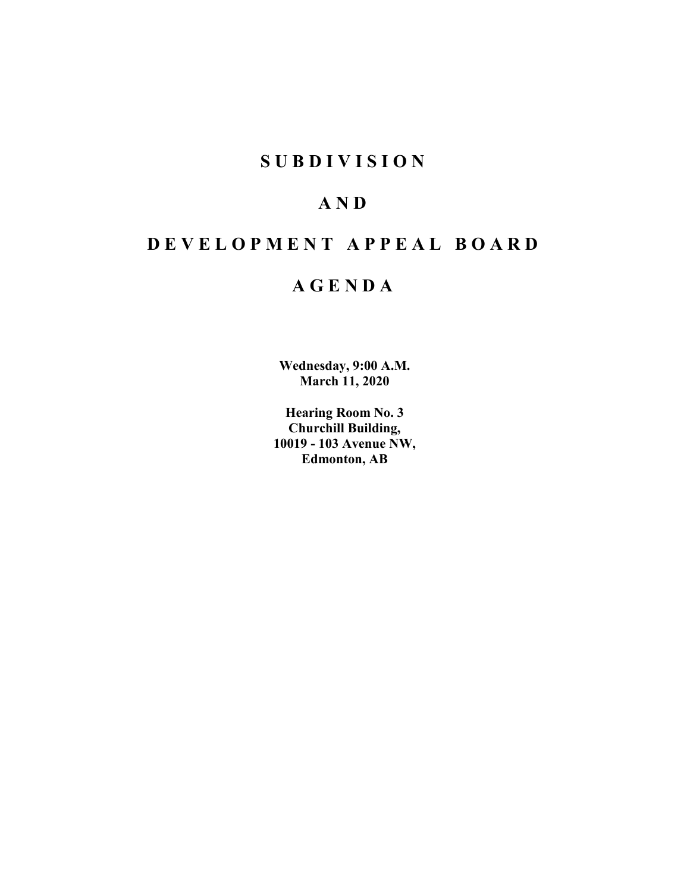# S U B D I V I S I O N

# A N D

# D E V E L O P M E N T A P P E A L B O A R D

# A G E N D A

**Wednesday, 9:00 A.M.**
**March 11, 2020**

**Hearing Room No. 3**
**Churchill Building,**
**10019 - 103 Avenue NW,**
**Edmonton, AB**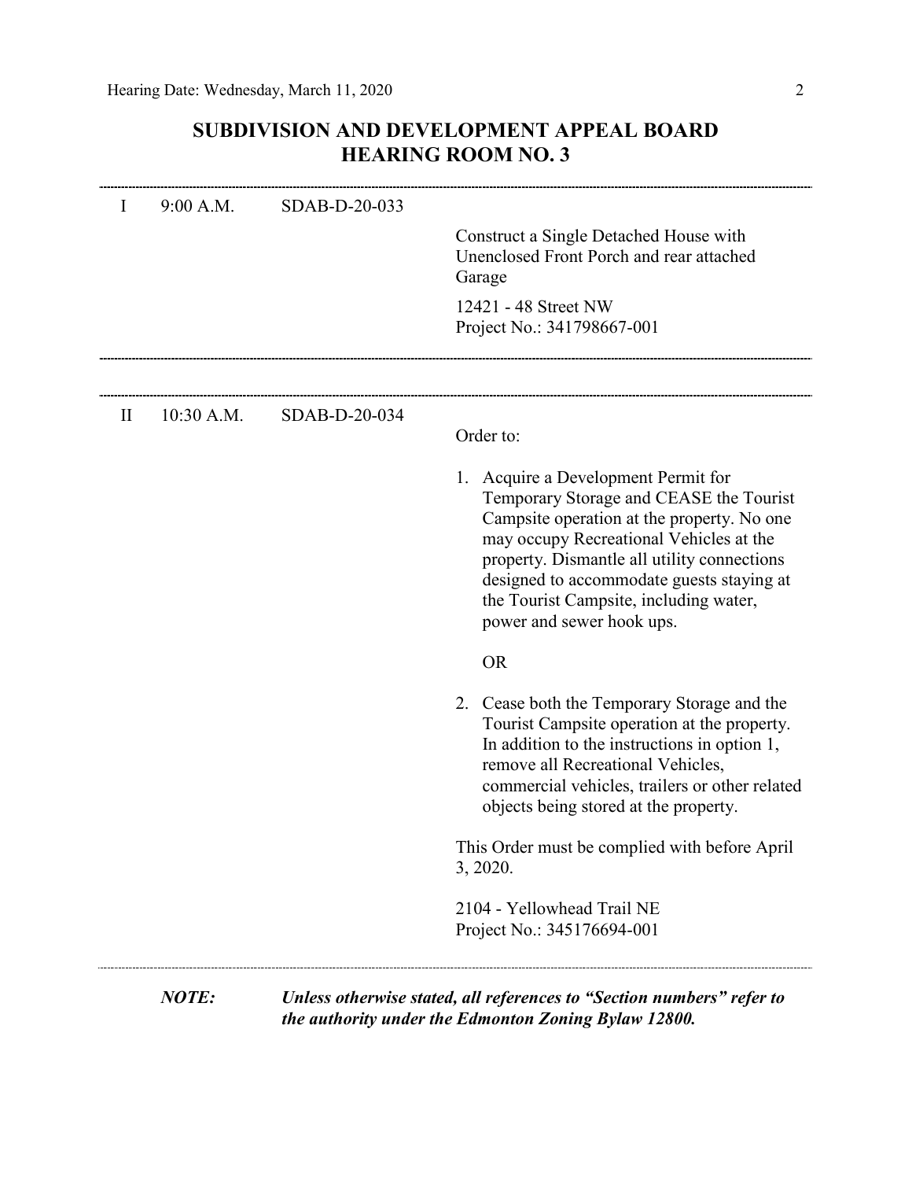# SUBDIVISION AND DEVELOPMENT APPEAL BOARD
## HEARING ROOM NO. 3

| | | | |
|---|---|---|---|
| I | 9:00 A.M. | SDAB-D-20-033 | Construct a Single Detached House with Unenclosed Front Porch and rear attached Garage<br><br>12421 - 48 Street NW<br>Project No.: 341798667-001 |

---

| | | | |
|---|---|---|---|
| II | 10:30 A.M. | SDAB-D-20-034 | Order to: |

1. Acquire a Development Permit for Temporary Storage and CEASE the Tourist Campsite operation at the property. No one may occupy Recreational Vehicles at the property. Dismantle all utility connections designed to accommodate guests staying at the Tourist Campsite, including water, power and sewer hook ups.

   OR

2. Cease both the Temporary Storage and the Tourist Campsite operation at the property. In addition to the instructions in option 1, remove all Recreational Vehicles, commercial vehicles, trailers or other related objects being stored at the property.

This Order must be complied with before April 3, 2020.

2104 - Yellowhead Trail NE
Project No.: 345176694-001

---

***NOTE:*** ***Unless otherwise stated, all references to "Section numbers" refer to the authority under the Edmonton Zoning Bylaw 12800.***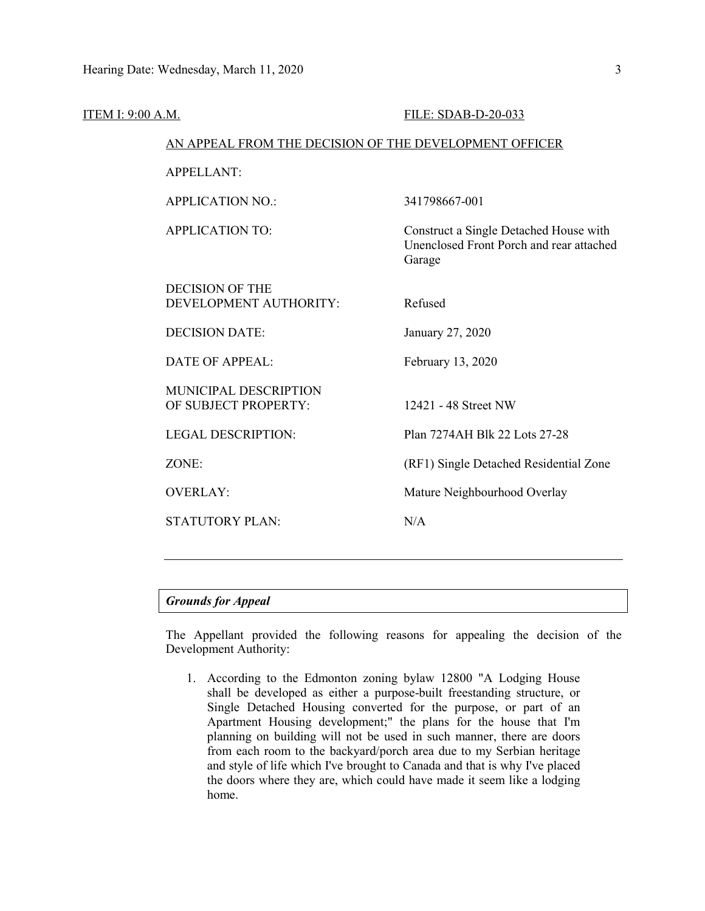ITEM I: 9:00 A.M. FILE: SDAB-D-20-033

AN APPEAL FROM THE DECISION OF THE DEVELOPMENT OFFICER

| | |
|---|---|
| APPELLANT: | |
| APPLICATION NO.: | 341798667-001 |
| APPLICATION TO: | Construct a Single Detached House with Unenclosed Front Porch and rear attached Garage |
| DECISION OF THE DEVELOPMENT AUTHORITY: | Refused |
| DECISION DATE: | January 27, 2020 |
| DATE OF APPEAL: | February 13, 2020 |
| MUNICIPAL DESCRIPTION OF SUBJECT PROPERTY: | 12421 - 48 Street NW |
| LEGAL DESCRIPTION: | Plan 7274AH Blk 22 Lots 27-28 |
| ZONE: | (RF1) Single Detached Residential Zone |
| OVERLAY: | Mature Neighbourhood Overlay |
| STATUTORY PLAN: | N/A |

---

***Grounds for Appeal***

The Appellant provided the following reasons for appealing the decision of the Development Authority:

1. According to the Edmonton zoning bylaw 12800 "A Lodging House shall be developed as either a purpose-built freestanding structure, or Single Detached Housing converted for the purpose, or part of an Apartment Housing development;" the plans for the house that I'm planning on building will not be used in such manner, there are doors from each room to the backyard/porch area due to my Serbian heritage and style of life which I've brought to Canada and that is why I've placed the doors where they are, which could have made it seem like a lodging home.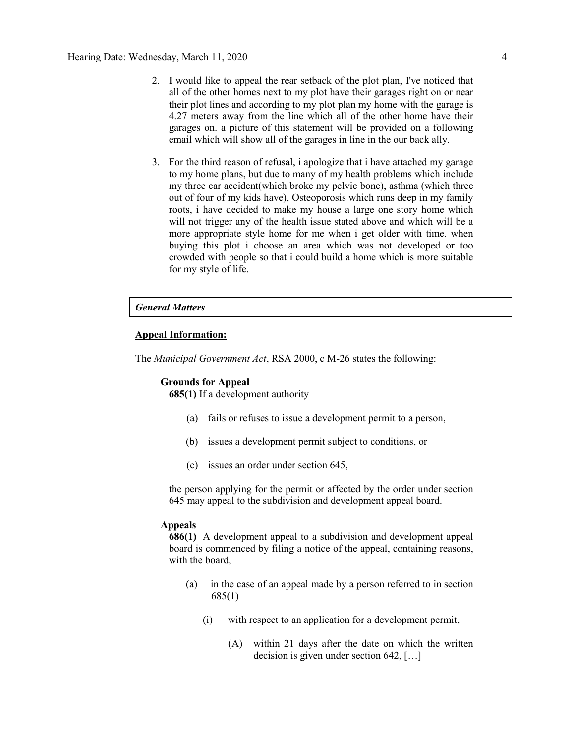2. I would like to appeal the rear setback of the plot plan, I've noticed that all of the other homes next to my plot have their garages right on or near their plot lines and according to my plot plan my home with the garage is 4.27 meters away from the line which all of the other home have their garages on. a picture of this statement will be provided on a following email which will show all of the garages in line in the our back ally.

3. For the third reason of refusal, i apologize that i have attached my garage to my home plans, but due to many of my health problems which include my three car accident(which broke my pelvic bone), asthma (which three out of four of my kids have), Osteoporosis which runs deep in my family roots, i have decided to make my house a large one story home which will not trigger any of the health issue stated above and which will be a more appropriate style home for me when i get older with time. when buying this plot i choose an area which was not developed or too crowded with people so that i could build a home which is more suitable for my style of life.

***General Matters***

**Appeal Information:**

The *Municipal Government Act*, RSA 2000, c M-26 states the following:

**Grounds for Appeal**

**685(1)** If a development authority

(a) fails or refuses to issue a development permit to a person,

(b) issues a development permit subject to conditions, or

(c) issues an order under section 645,

the person applying for the permit or affected by the order under section 645 may appeal to the subdivision and development appeal board.

**Appeals**

**686(1)** A development appeal to a subdivision and development appeal board is commenced by filing a notice of the appeal, containing reasons, with the board,

(a) in the case of an appeal made by a person referred to in section 685(1)

(i) with respect to an application for a development permit,

(A) within 21 days after the date on which the written decision is given under section 642, […]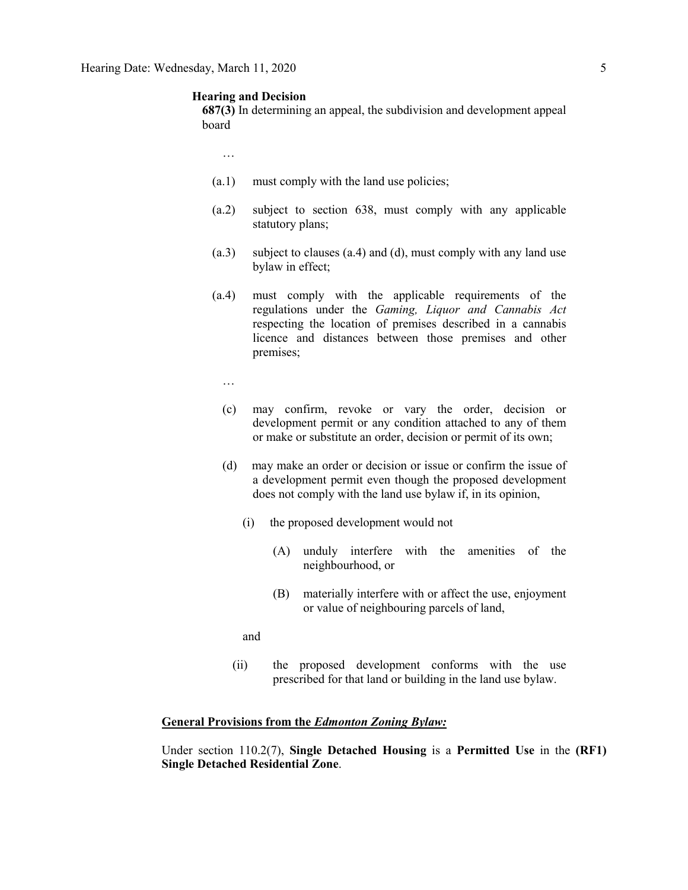**Hearing and Decision**

**687(3)** In determining an appeal, the subdivision and development appeal board

…

(a.1) must comply with the land use policies;

(a.2) subject to section 638, must comply with any applicable statutory plans;

(a.3) subject to clauses (a.4) and (d), must comply with any land use bylaw in effect;

(a.4) must comply with the applicable requirements of the regulations under the *Gaming, Liquor and Cannabis Act* respecting the location of premises described in a cannabis licence and distances between those premises and other premises;

…

(c) may confirm, revoke or vary the order, decision or development permit or any condition attached to any of them or make or substitute an order, decision or permit of its own;

(d) may make an order or decision or issue or confirm the issue of a development permit even though the proposed development does not comply with the land use bylaw if, in its opinion,

(i) the proposed development would not

(A) unduly interfere with the amenities of the neighbourhood, or

(B) materially interfere with or affect the use, enjoyment or value of neighbouring parcels of land,

and

(ii) the proposed development conforms with the use prescribed for that land or building in the land use bylaw.

**General Provisions from the *Edmonton Zoning Bylaw:***

Under section 110.2(7), **Single Detached Housing** is a **Permitted Use** in the **(RF1) Single Detached Residential Zone**.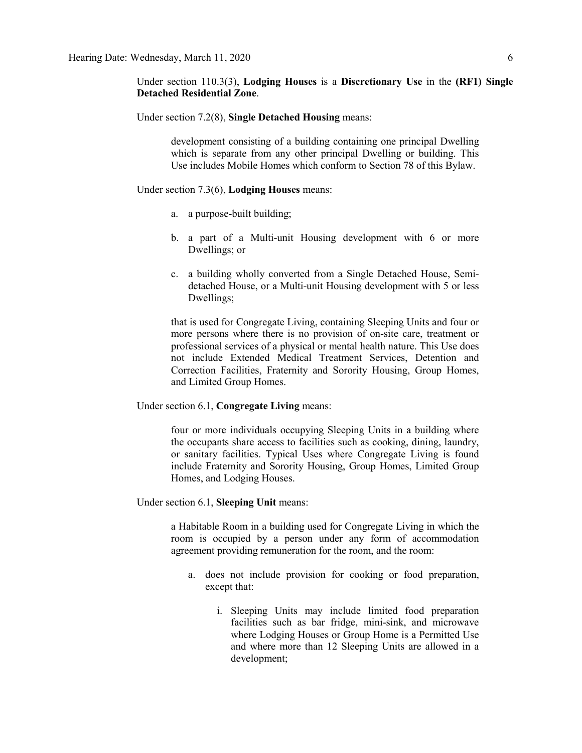Under section 110.3(3), **Lodging Houses** is a **Discretionary Use** in the **(RF1) Single Detached Residential Zone**.

Under section 7.2(8), **Single Detached Housing** means:

> development consisting of a building containing one principal Dwelling which is separate from any other principal Dwelling or building. This Use includes Mobile Homes which conform to Section 78 of this Bylaw.

Under section 7.3(6), **Lodging Houses** means:

> a. a purpose-built building;
>
> b. a part of a Multi-unit Housing development with 6 or more Dwellings; or
>
> c. a building wholly converted from a Single Detached House, Semi-detached House, or a Multi-unit Housing development with 5 or less Dwellings;
>
> that is used for Congregate Living, containing Sleeping Units and four or more persons where there is no provision of on-site care, treatment or professional services of a physical or mental health nature. This Use does not include Extended Medical Treatment Services, Detention and Correction Facilities, Fraternity and Sorority Housing, Group Homes, and Limited Group Homes.

Under section 6.1, **Congregate Living** means:

> four or more individuals occupying Sleeping Units in a building where the occupants share access to facilities such as cooking, dining, laundry, or sanitary facilities. Typical Uses where Congregate Living is found include Fraternity and Sorority Housing, Group Homes, Limited Group Homes, and Lodging Houses.

Under section 6.1, **Sleeping Unit** means:

> a Habitable Room in a building used for Congregate Living in which the room is occupied by a person under any form of accommodation agreement providing remuneration for the room, and the room:
>
> a. does not include provision for cooking or food preparation, except that:
>
> i. Sleeping Units may include limited food preparation facilities such as bar fridge, mini-sink, and microwave where Lodging Houses or Group Home is a Permitted Use and where more than 12 Sleeping Units are allowed in a development;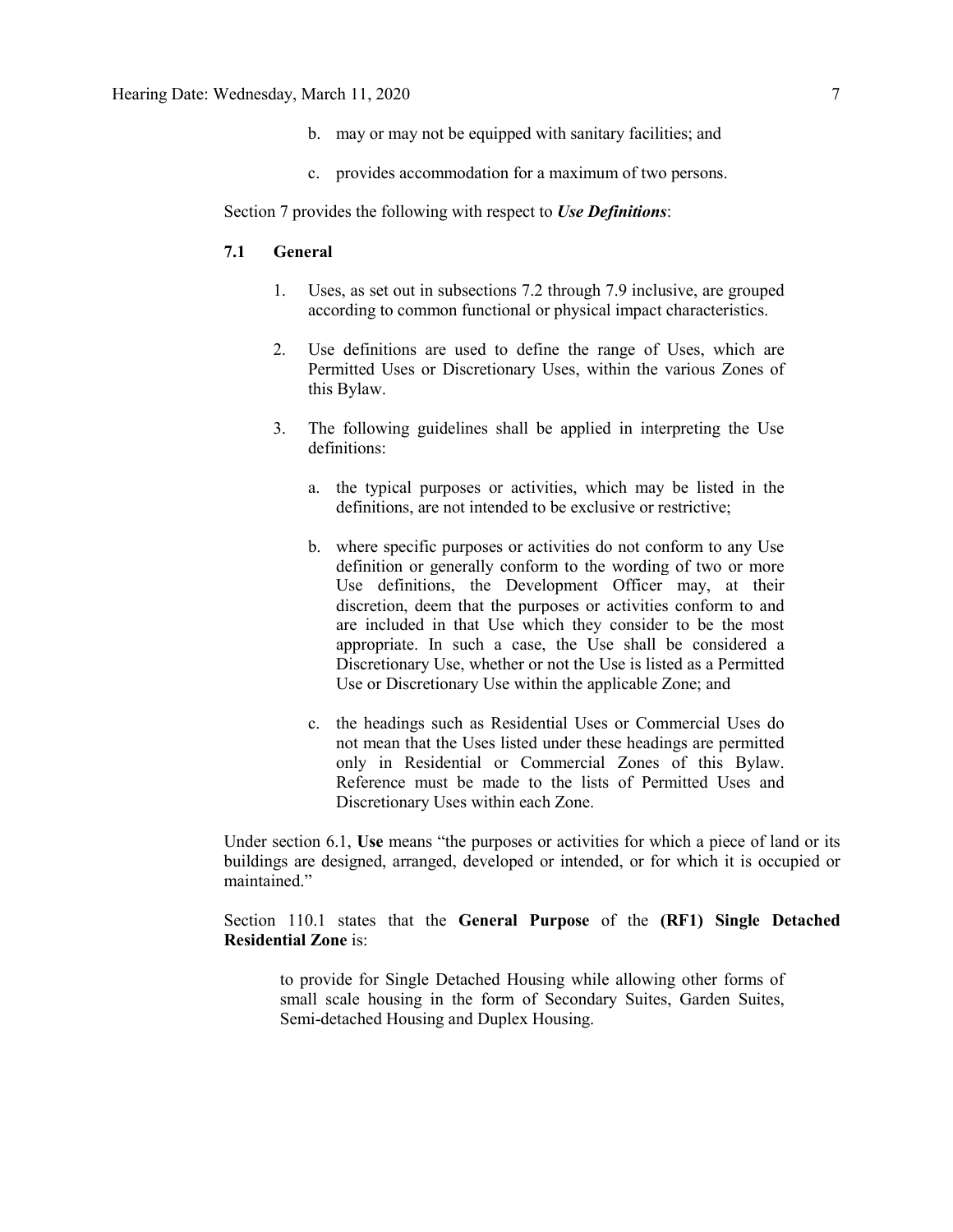b. may or may not be equipped with sanitary facilities; and

c. provides accommodation for a maximum of two persons.

Section 7 provides the following with respect to ***Use Definitions***:

**7.1 General**

1. Uses, as set out in subsections 7.2 through 7.9 inclusive, are grouped according to common functional or physical impact characteristics.

2. Use definitions are used to define the range of Uses, which are Permitted Uses or Discretionary Uses, within the various Zones of this Bylaw.

3. The following guidelines shall be applied in interpreting the Use definitions:

    a. the typical purposes or activities, which may be listed in the definitions, are not intended to be exclusive or restrictive;

    b. where specific purposes or activities do not conform to any Use definition or generally conform to the wording of two or more Use definitions, the Development Officer may, at their discretion, deem that the purposes or activities conform to and are included in that Use which they consider to be the most appropriate. In such a case, the Use shall be considered a Discretionary Use, whether or not the Use is listed as a Permitted Use or Discretionary Use within the applicable Zone; and

    c. the headings such as Residential Uses or Commercial Uses do not mean that the Uses listed under these headings are permitted only in Residential or Commercial Zones of this Bylaw. Reference must be made to the lists of Permitted Uses and Discretionary Uses within each Zone.

Under section 6.1, **Use** means "the purposes or activities for which a piece of land or its buildings are designed, arranged, developed or intended, or for which it is occupied or maintained."

Section 110.1 states that the **General Purpose** of the **(RF1) Single Detached Residential Zone** is:

> to provide for Single Detached Housing while allowing other forms of small scale housing in the form of Secondary Suites, Garden Suites, Semi-detached Housing and Duplex Housing.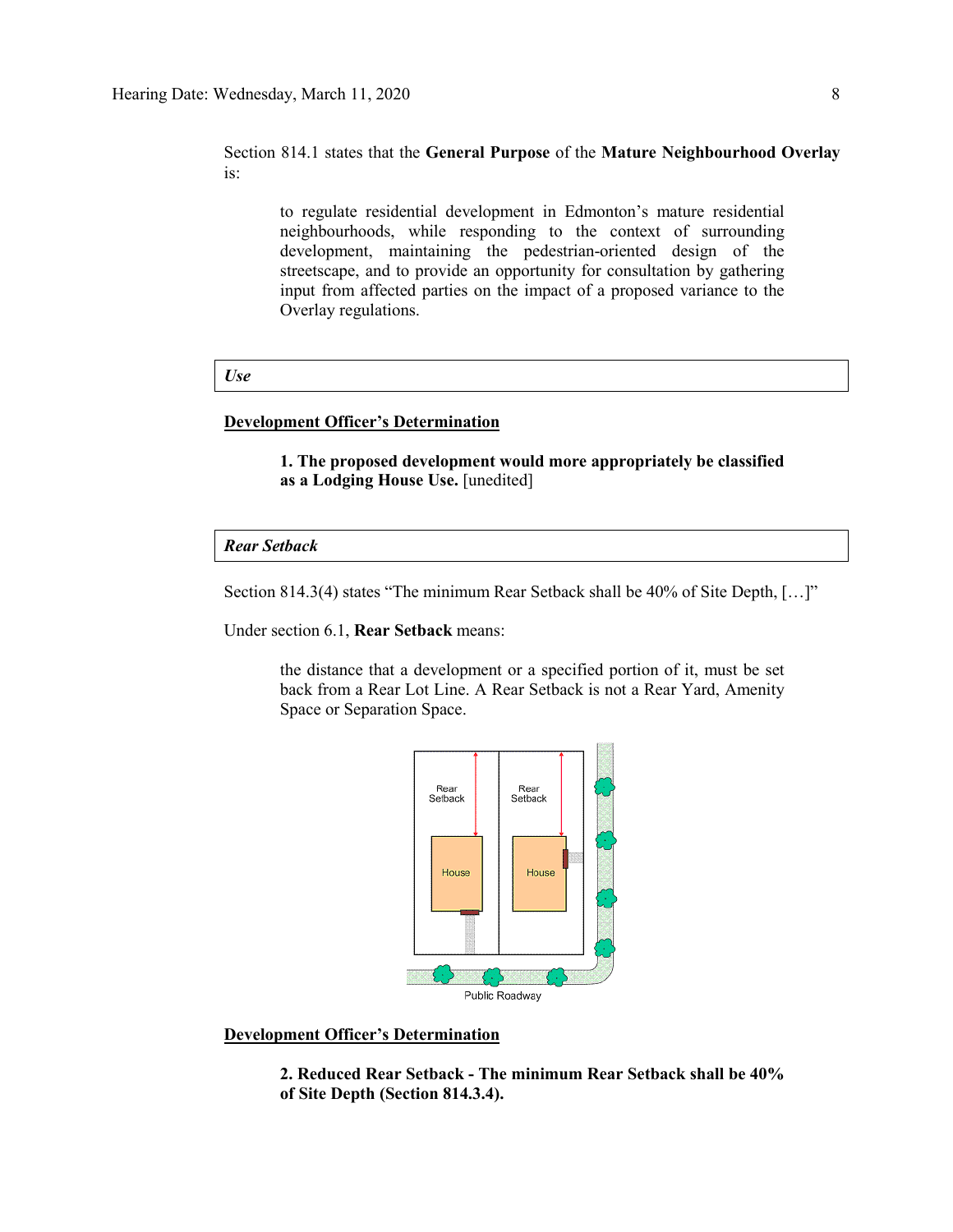Section 814.1 states that the **General Purpose** of the **Mature Neighbourhood Overlay** is:

> to regulate residential development in Edmonton's mature residential neighbourhoods, while responding to the context of surrounding development, maintaining the pedestrian-oriented design of the streetscape, and to provide an opportunity for consultation by gathering input from affected parties on the impact of a proposed variance to the Overlay regulations.

| ***Use*** |
|---|

**<u>Development Officer's Determination</u>**

> **1. The proposed development would more appropriately be classified as a Lodging House Use.** [unedited]

| ***Rear Setback*** |
|---|

Section 814.3(4) states "The minimum Rear Setback shall be 40% of Site Depth, […]"

Under section 6.1, **Rear Setback** means:

> the distance that a development or a specified portion of it, must be set back from a Rear Lot Line. A Rear Setback is not a Rear Yard, Amenity Space or Separation Space.

**<u>Development Officer's Determination</u>**

> **2. Reduced Rear Setback - The minimum Rear Setback shall be 40% of Site Depth (Section 814.3.4).**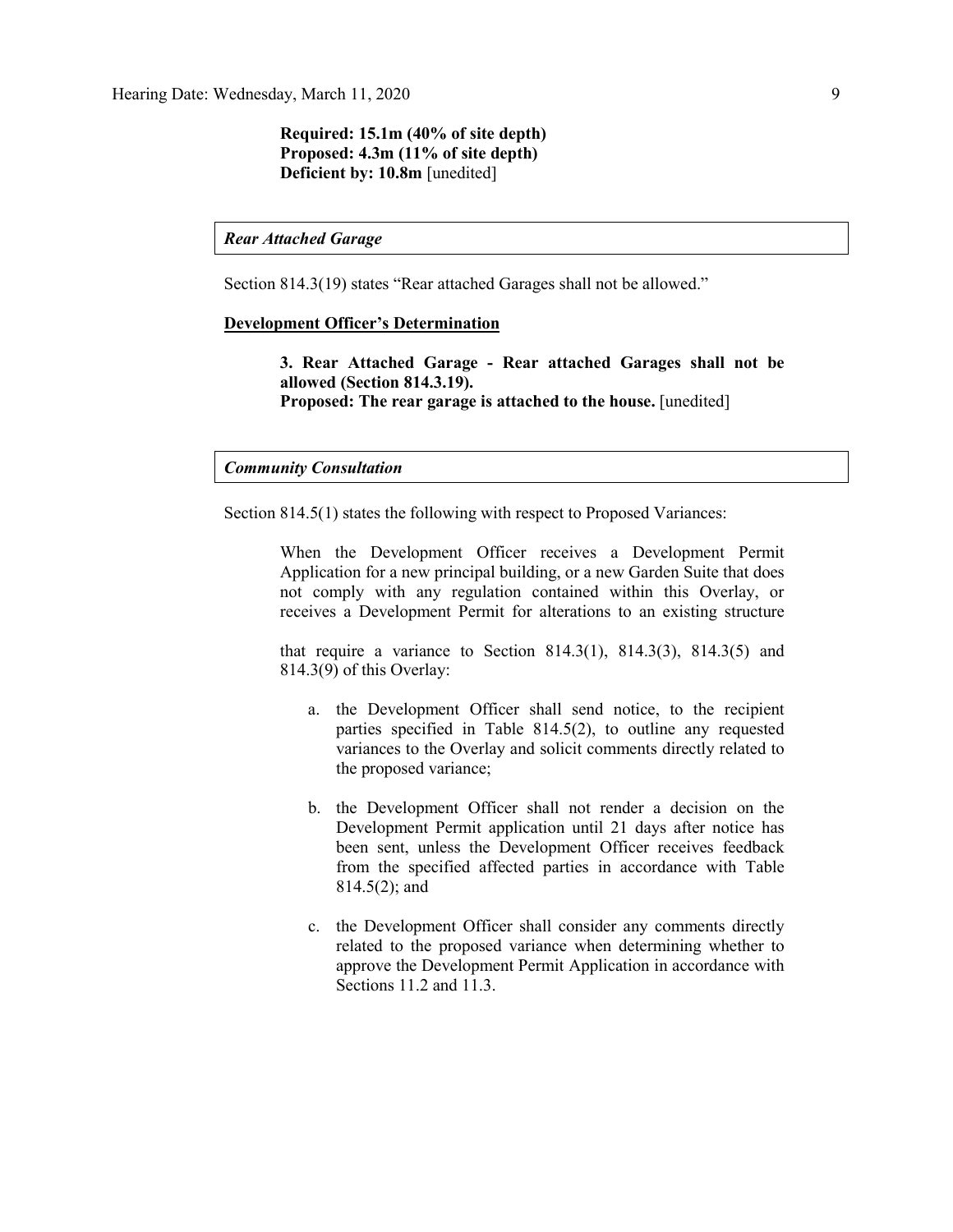> **Required: 15.1m (40% of site depth)**
> **Proposed: 4.3m (11% of site depth)**
> **Deficient by: 10.8m** [unedited]

### *Rear Attached Garage*

Section 814.3(19) states "Rear attached Garages shall not be allowed."

**Development Officer's Determination**

> **3. Rear Attached Garage - Rear attached Garages shall not be allowed (Section 814.3.19).**
> **Proposed: The rear garage is attached to the house.** [unedited]

### *Community Consultation*

Section 814.5(1) states the following with respect to Proposed Variances:

> When the Development Officer receives a Development Permit Application for a new principal building, or a new Garden Suite that does not comply with any regulation contained within this Overlay, or receives a Development Permit for alterations to an existing structure
>
> that require a variance to Section 814.3(1), 814.3(3), 814.3(5) and 814.3(9) of this Overlay:
>
> a. the Development Officer shall send notice, to the recipient parties specified in Table 814.5(2), to outline any requested variances to the Overlay and solicit comments directly related to the proposed variance;
>
> b. the Development Officer shall not render a decision on the Development Permit application until 21 days after notice has been sent, unless the Development Officer receives feedback from the specified affected parties in accordance with Table 814.5(2); and
>
> c. the Development Officer shall consider any comments directly related to the proposed variance when determining whether to approve the Development Permit Application in accordance with Sections 11.2 and 11.3.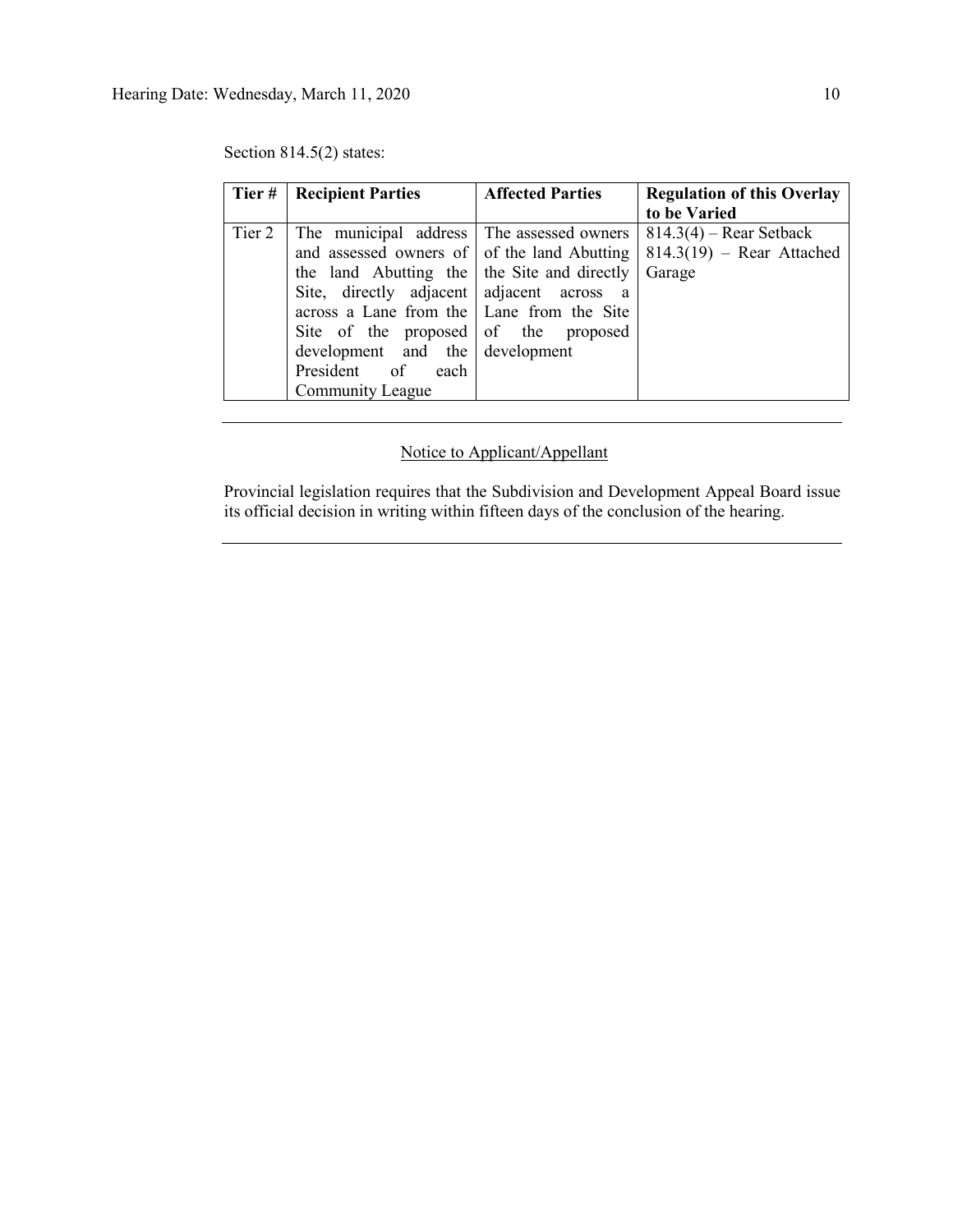Section 814.5(2) states:

| Tier # | Recipient Parties | Affected Parties | Regulation of this Overlay to be Varied |
|---|---|---|---|
| Tier 2 | The municipal address and assessed owners of the land Abutting the Site, directly adjacent across a Lane from the Site of the proposed development and the President of each Community League | The assessed owners of the land Abutting the Site and directly adjacent across a Lane from the Site of the proposed development | 814.3(4) – Rear Setback<br>814.3(19) – Rear Attached Garage |

---

Notice to Applicant/Appellant

Provincial legislation requires that the Subdivision and Development Appeal Board issue its official decision in writing within fifteen days of the conclusion of the hearing.

---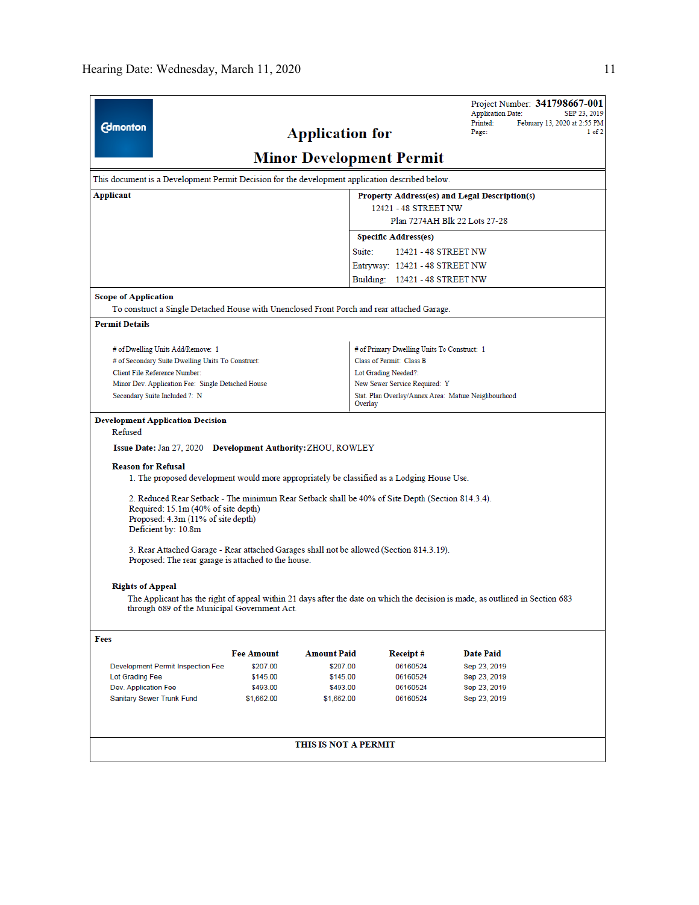Project Number: **341798667-001**
Application Date: SEP 23, 2019
Printed: February 13, 2020 at 2:55 PM
Page: 1 of 2

Edmonton

# Application for
# Minor Development Permit

This document is a Development Permit Decision for the development application described below.

**Applicant**

**Property Address(es) and Legal Description(s)**
12421 - 48 STREET NW
Plan 7274AH Blk 22 Lots 27-28

**Specific Address(es)**
Suite: 12421 - 48 STREET NW
Entryway: 12421 - 48 STREET NW
Building: 12421 - 48 STREET NW

**Scope of Application**

To construct a Single Detached House with Unenclosed Front Porch and rear attached Garage.

**Permit Details**

# of Dwelling Units Add/Remove: 1
# of Secondary Suite Dwelling Units To Construct:
Client File Reference Number:
Minor Dev. Application Fee: Single Detached House
Secondary Suite Included ?: N

# of Primary Dwelling Units To Construct: 1
Class of Permit: Class B
Lot Grading Needed?:
New Sewer Service Required: Y
Stat. Plan Overlay/Annex Area: Mature Neighbourhood Overlay

**Development Application Decision**

Refused

**Issue Date:** Jan 27, 2020 **Development Authority:** ZHOU, ROWLEY

**Reason for Refusal**

1. The proposed development would more appropriately be classified as a Lodging House Use.

2. Reduced Rear Setback - The minimum Rear Setback shall be 40% of Site Depth (Section 814.3.4).
Required: 15.1m (40% of site depth)
Proposed: 4.3m (11% of site depth)
Deficient by: 10.8m

3. Rear Attached Garage - Rear attached Garages shall not be allowed (Section 814.3.19).
Proposed: The rear garage is attached to the house.

**Rights of Appeal**

The Applicant has the right of appeal within 21 days after the date on which the decision is made, as outlined in Section 683 through 689 of the Municipal Government Act.

**Fees**

| | Fee Amount | Amount Paid | Receipt # | Date Paid |
|---|---|---|---|---|
| Development Permit Inspection Fee | $207.00 | $207.00 | 06160524 | Sep 23, 2019 |
| Lot Grading Fee | $145.00 | $145.00 | 06160524 | Sep 23, 2019 |
| Dev. Application Fee | $493.00 | $493.00 | 06160524 | Sep 23, 2019 |
| Sanitary Sewer Trunk Fund | $1,662.00 | $1,662.00 | 06160524 | Sep 23, 2019 |

**THIS IS NOT A PERMIT**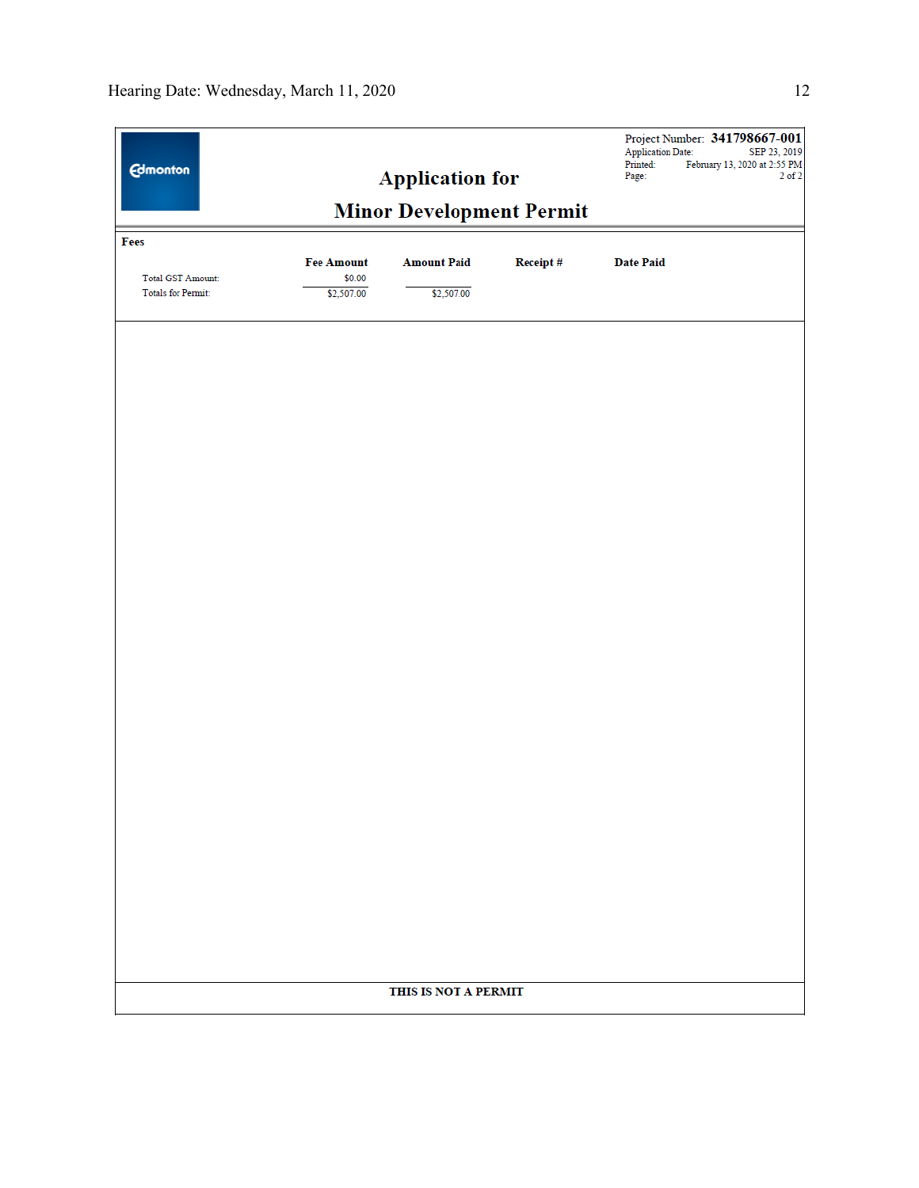Project Number: **341798667-001**
Application Date: SEP 23, 2019
Printed: February 13, 2020 at 2:55 PM
Page: 2 of 2

# Application for

# Minor Development Permit

**Fees**

| | Fee Amount | Amount Paid | Receipt # | Date Paid |
|---|---|---|---|---|
| Total GST Amount: | $0.00 | | | |
| Totals for Permit: | $2,507.00 | $2,507.00 | | |

**THIS IS NOT A PERMIT**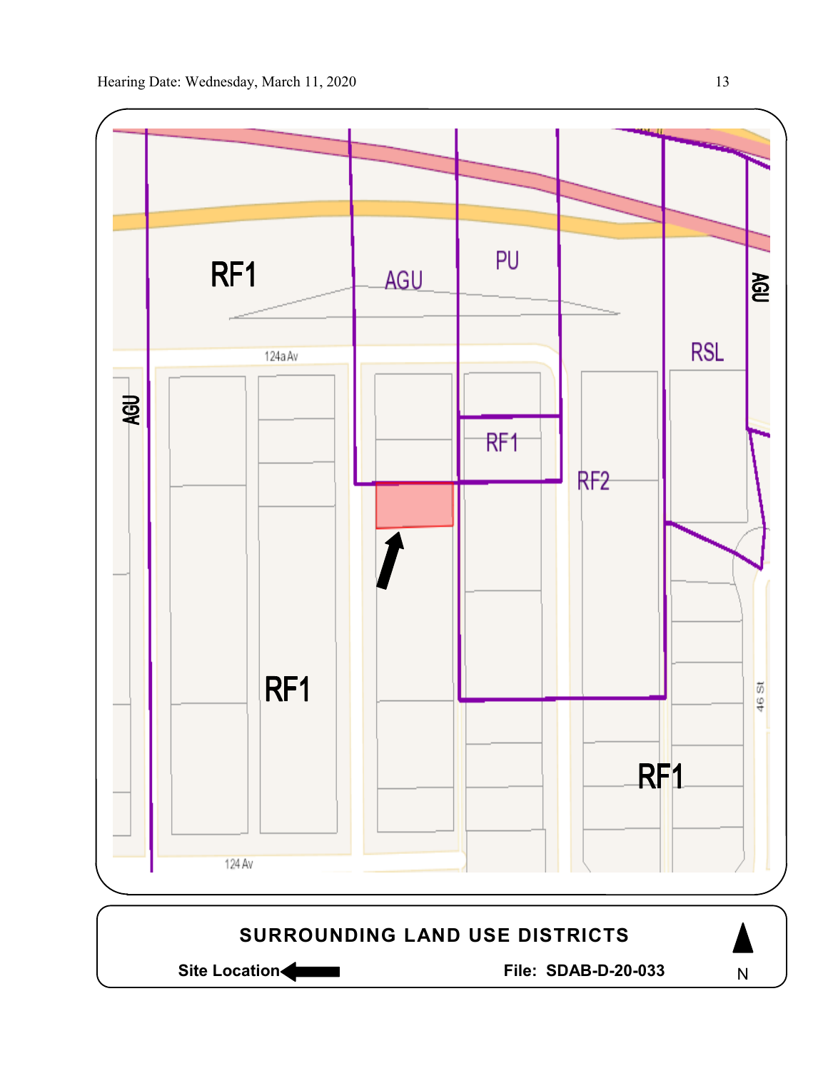RF1

AGU

PU

AGU

RSL

124a Av

AGU

RF1

RF2

RF1

RF1

46 St

124 Av

**SURROUNDING LAND USE DISTRICTS**

**Site Location**

**File: SDAB-D-20-033**

N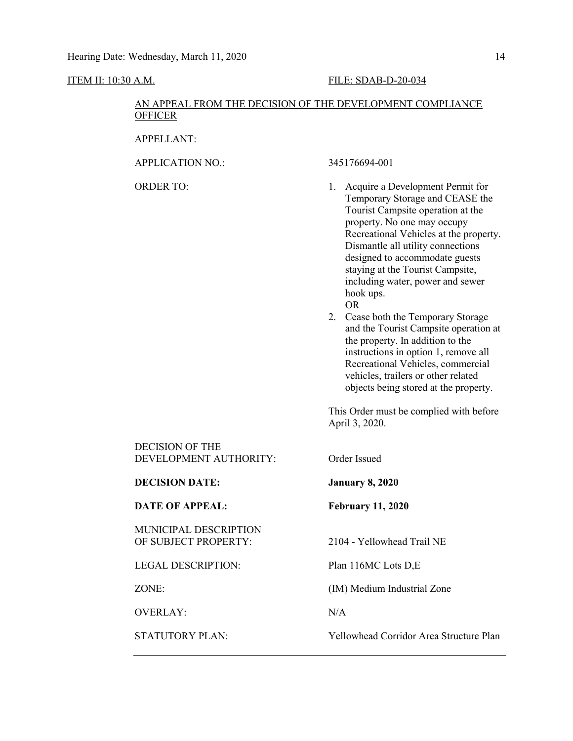Hearing Date: Wednesday, March 11, 2020

ITEM II: 10:30 A.M. FILE: SDAB-D-20-034

AN APPEAL FROM THE DECISION OF THE DEVELOPMENT COMPLIANCE OFFICER

| | |
|---|---|
| APPELLANT: | |
| APPLICATION NO.: | 345176694-001 |
| ORDER TO: | 1. Acquire a Development Permit for Temporary Storage and CEASE the Tourist Campsite operation at the property. No one may occupy Recreational Vehicles at the property. Dismantle all utility connections designed to accommodate guests staying at the Tourist Campsite, including water, power and sewer hook ups.<br>OR<br>2. Cease both the Temporary Storage and the Tourist Campsite operation at the property. In addition to the instructions in option 1, remove all Recreational Vehicles, commercial vehicles, trailers or other related objects being stored at the property.<br><br>This Order must be complied with before April 3, 2020. |
| DECISION OF THE DEVELOPMENT AUTHORITY: | Order Issued |
| **DECISION DATE:** | **January 8, 2020** |
| **DATE OF APPEAL:** | **February 11, 2020** |
| MUNICIPAL DESCRIPTION OF SUBJECT PROPERTY: | 2104 - Yellowhead Trail NE |
| LEGAL DESCRIPTION: | Plan 116MC Lots D,E |
| ZONE: | (IM) Medium Industrial Zone |
| OVERLAY: | N/A |
| STATUTORY PLAN: | Yellowhead Corridor Area Structure Plan |

---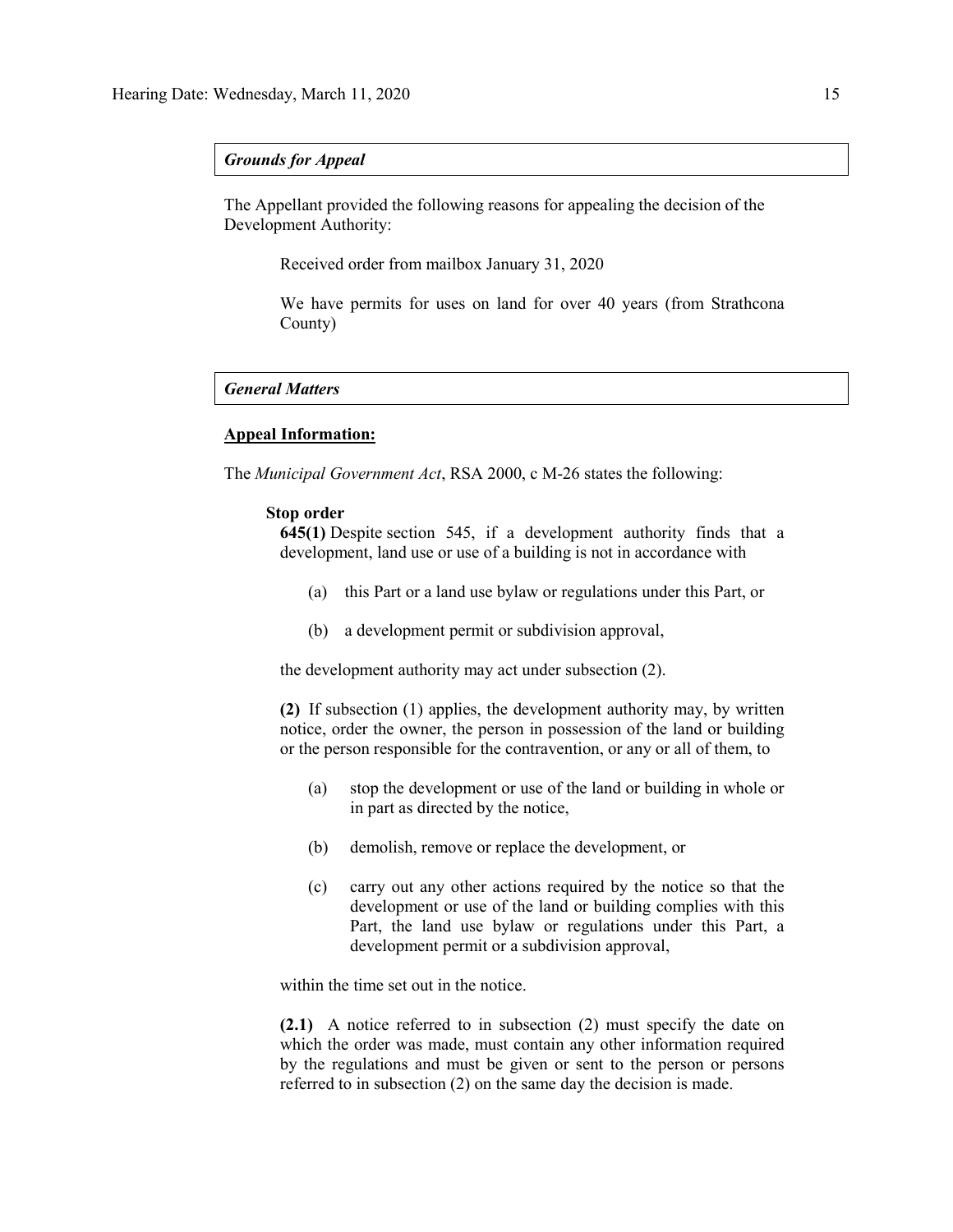### *Grounds for Appeal*

The Appellant provided the following reasons for appealing the decision of the Development Authority:

> Received order from mailbox January 31, 2020
>
> We have permits for uses on land for over 40 years (from Strathcona County)

### *General Matters*

**Appeal Information:**

The *Municipal Government Act*, RSA 2000, c M-26 states the following:

> **Stop order**
>
> **645(1)** Despite section 545, if a development authority finds that a development, land use or use of a building is not in accordance with
>
> (a) this Part or a land use bylaw or regulations under this Part, or
>
> (b) a development permit or subdivision approval,
>
> the development authority may act under subsection (2).
>
> **(2)** If subsection (1) applies, the development authority may, by written notice, order the owner, the person in possession of the land or building or the person responsible for the contravention, or any or all of them, to
>
> (a) stop the development or use of the land or building in whole or in part as directed by the notice,
>
> (b) demolish, remove or replace the development, or
>
> (c) carry out any other actions required by the notice so that the development or use of the land or building complies with this Part, the land use bylaw or regulations under this Part, a development permit or a subdivision approval,
>
> within the time set out in the notice.
>
> **(2.1)** A notice referred to in subsection (2) must specify the date on which the order was made, must contain any other information required by the regulations and must be given or sent to the person or persons referred to in subsection (2) on the same day the decision is made.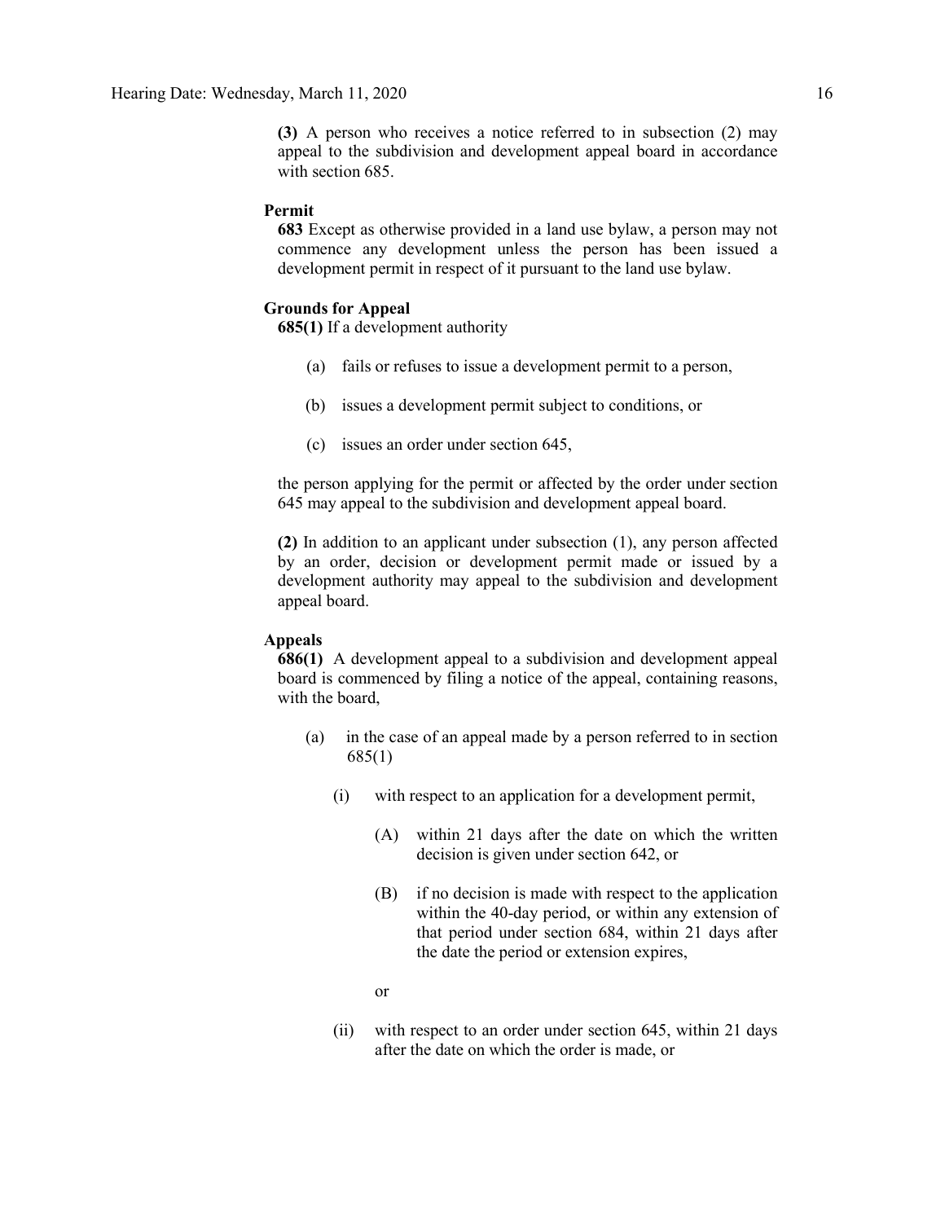**(3)** A person who receives a notice referred to in subsection (2) may appeal to the subdivision and development appeal board in accordance with section 685.

**Permit**

**683** Except as otherwise provided in a land use bylaw, a person may not commence any development unless the person has been issued a development permit in respect of it pursuant to the land use bylaw.

**Grounds for Appeal**

**685(1)** If a development authority

(a) fails or refuses to issue a development permit to a person,

(b) issues a development permit subject to conditions, or

(c) issues an order under section 645,

the person applying for the permit or affected by the order under section 645 may appeal to the subdivision and development appeal board.

**(2)** In addition to an applicant under subsection (1), any person affected by an order, decision or development permit made or issued by a development authority may appeal to the subdivision and development appeal board.

**Appeals**

**686(1)** A development appeal to a subdivision and development appeal board is commenced by filing a notice of the appeal, containing reasons, with the board,

(a) in the case of an appeal made by a person referred to in section 685(1)

(i) with respect to an application for a development permit,

(A) within 21 days after the date on which the written decision is given under section 642, or

(B) if no decision is made with respect to the application within the 40-day period, or within any extension of that period under section 684, within 21 days after the date the period or extension expires,

or

(ii) with respect to an order under section 645, within 21 days after the date on which the order is made, or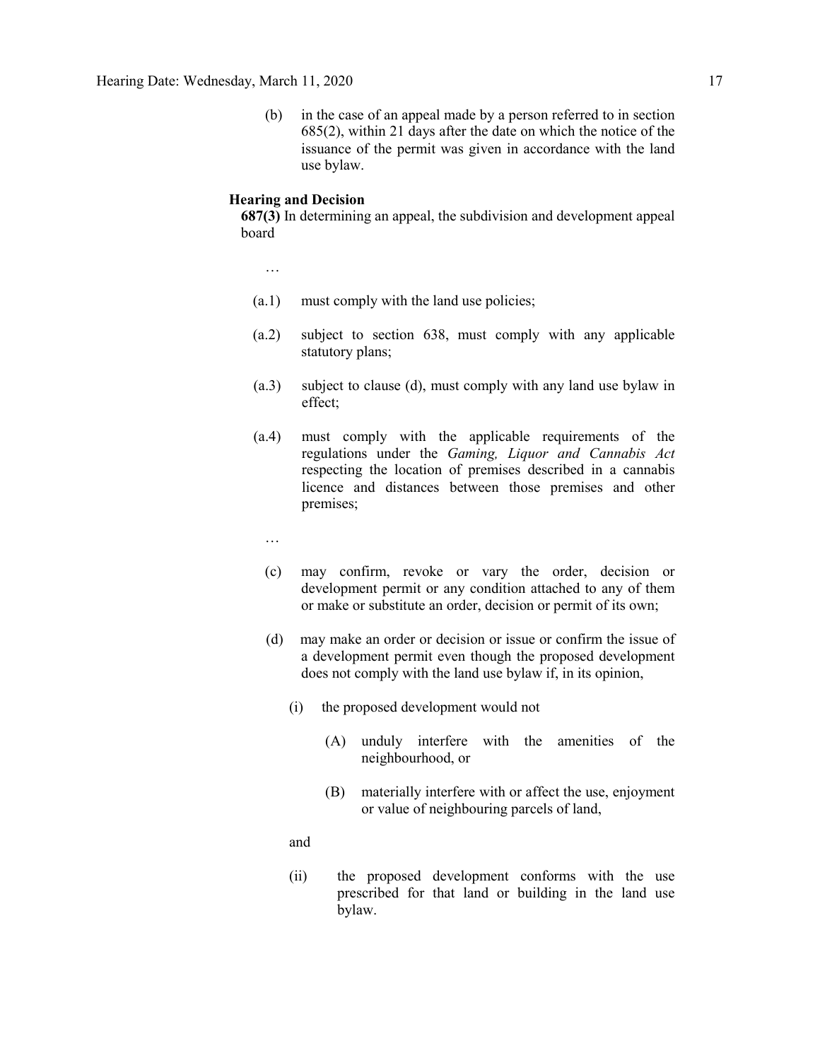(b) in the case of an appeal made by a person referred to in section 685(2), within 21 days after the date on which the notice of the issuance of the permit was given in accordance with the land use bylaw.

**Hearing and Decision**

**687(3)** In determining an appeal, the subdivision and development appeal board

…

(a.1) must comply with the land use policies;

(a.2) subject to section 638, must comply with any applicable statutory plans;

(a.3) subject to clause (d), must comply with any land use bylaw in effect;

(a.4) must comply with the applicable requirements of the regulations under the *Gaming, Liquor and Cannabis Act* respecting the location of premises described in a cannabis licence and distances between those premises and other premises;

…

(c) may confirm, revoke or vary the order, decision or development permit or any condition attached to any of them or make or substitute an order, decision or permit of its own;

(d) may make an order or decision or issue or confirm the issue of a development permit even though the proposed development does not comply with the land use bylaw if, in its opinion,

(i) the proposed development would not

(A) unduly interfere with the amenities of the neighbourhood, or

(B) materially interfere with or affect the use, enjoyment or value of neighbouring parcels of land,

and

(ii) the proposed development conforms with the use prescribed for that land or building in the land use bylaw.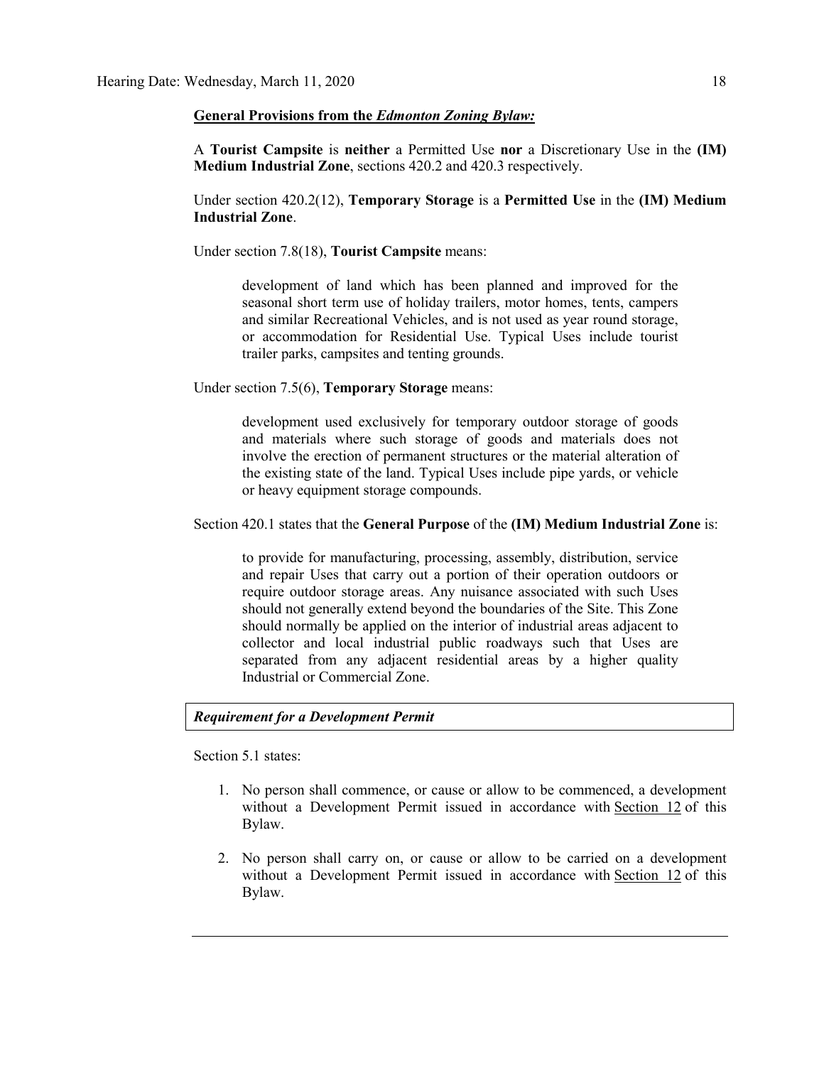**General Provisions from the *Edmonton Zoning Bylaw:***

A **Tourist Campsite** is **neither** a Permitted Use **nor** a Discretionary Use in the **(IM) Medium Industrial Zone**, sections 420.2 and 420.3 respectively.

Under section 420.2(12), **Temporary Storage** is a **Permitted Use** in the **(IM) Medium Industrial Zone**.

Under section 7.8(18), **Tourist Campsite** means:

> development of land which has been planned and improved for the seasonal short term use of holiday trailers, motor homes, tents, campers and similar Recreational Vehicles, and is not used as year round storage, or accommodation for Residential Use. Typical Uses include tourist trailer parks, campsites and tenting grounds.

Under section 7.5(6), **Temporary Storage** means:

> development used exclusively for temporary outdoor storage of goods and materials where such storage of goods and materials does not involve the erection of permanent structures or the material alteration of the existing state of the land. Typical Uses include pipe yards, or vehicle or heavy equipment storage compounds.

Section 420.1 states that the **General Purpose** of the **(IM) Medium Industrial Zone** is:

> to provide for manufacturing, processing, assembly, distribution, service and repair Uses that carry out a portion of their operation outdoors or require outdoor storage areas. Any nuisance associated with such Uses should not generally extend beyond the boundaries of the Site. This Zone should normally be applied on the interior of industrial areas adjacent to collector and local industrial public roadways such that Uses are separated from any adjacent residential areas by a higher quality Industrial or Commercial Zone.

***Requirement for a Development Permit***

Section 5.1 states:

1. No person shall commence, or cause or allow to be commenced, a development without a Development Permit issued in accordance with Section 12 of this Bylaw.
2. No person shall carry on, or cause or allow to be carried on a development without a Development Permit issued in accordance with Section 12 of this Bylaw.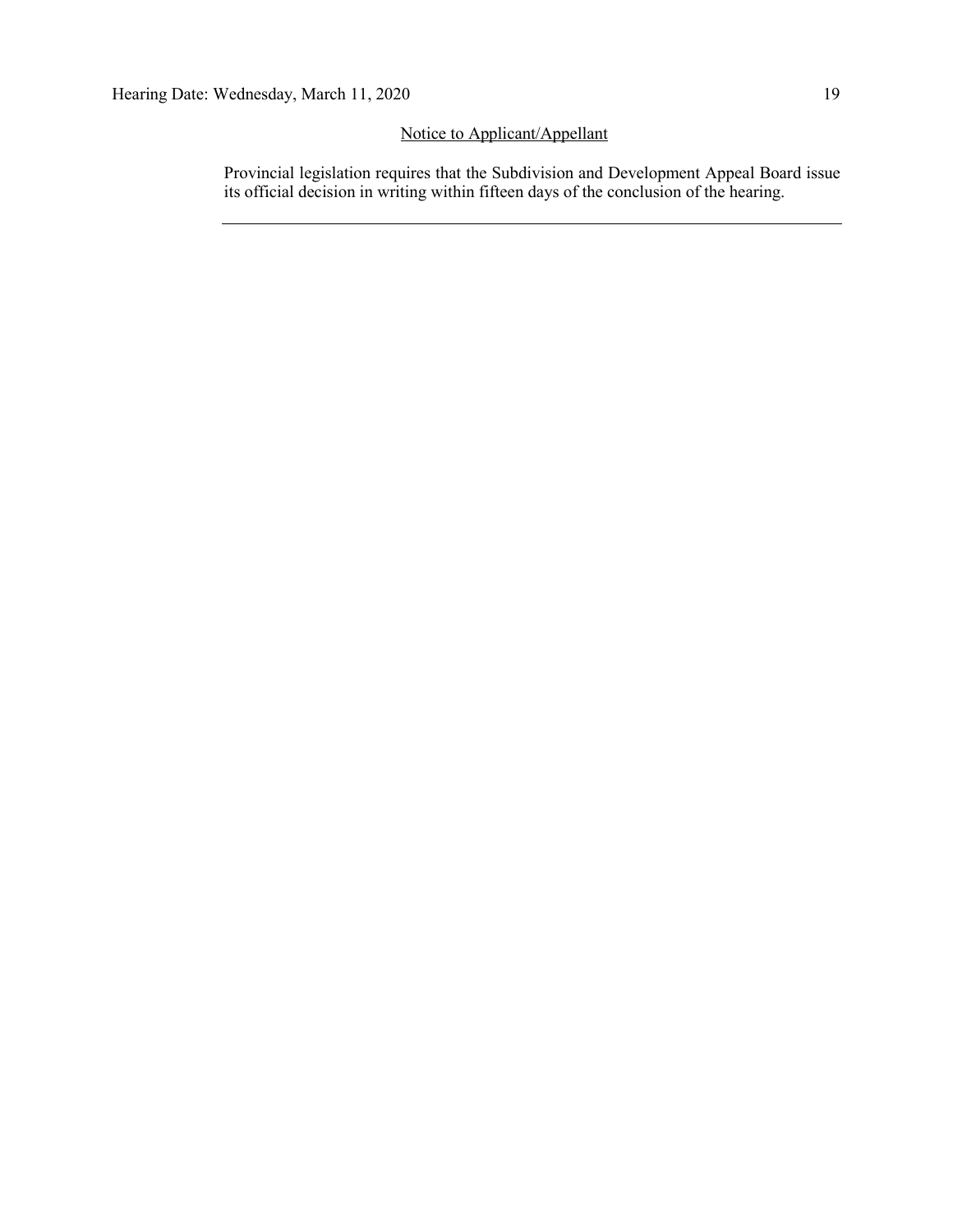<u>Notice to Applicant/Appellant</u>

Provincial legislation requires that the Subdivision and Development Appeal Board issue its official decision in writing within fifteen days of the conclusion of the hearing.

---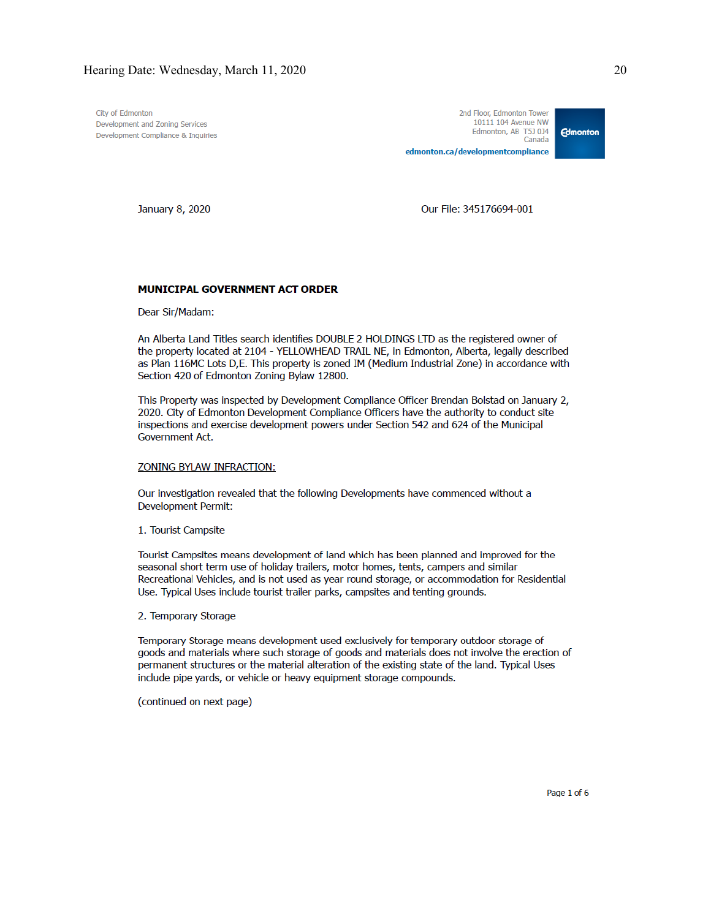City of Edmonton
Development and Zoning Services
Development Compliance & Inquiries

2nd Floor, Edmonton Tower
10111 104 Avenue NW
Edmonton, AB T5J 0J4
Canada
edmonton.ca/developmentcompliance

January 8, 2020

Our File: 345176694-001

**MUNICIPAL GOVERNMENT ACT ORDER**

Dear Sir/Madam:

An Alberta Land Titles search identifies DOUBLE 2 HOLDINGS LTD as the registered owner of the property located at 2104 - YELLOWHEAD TRAIL NE, in Edmonton, Alberta, legally described as Plan 116MC Lots D,E. This property is zoned IM (Medium Industrial Zone) in accordance with Section 420 of Edmonton Zoning Bylaw 12800.

This Property was inspected by Development Compliance Officer Brendan Bolstad on January 2, 2020. City of Edmonton Development Compliance Officers have the authority to conduct site inspections and exercise development powers under Section 542 and 624 of the Municipal Government Act.

ZONING BYLAW INFRACTION:

Our investigation revealed that the following Developments have commenced without a Development Permit:

1. Tourist Campsite

Tourist Campsites means development of land which has been planned and improved for the seasonal short term use of holiday trailers, motor homes, tents, campers and similar Recreational Vehicles, and is not used as year round storage, or accommodation for Residential Use. Typical Uses include tourist trailer parks, campsites and tenting grounds.

2. Temporary Storage

Temporary Storage means development used exclusively for temporary outdoor storage of goods and materials where such storage of goods and materials does not involve the erection of permanent structures or the material alteration of the existing state of the land. Typical Uses include pipe yards, or vehicle or heavy equipment storage compounds.

(continued on next page)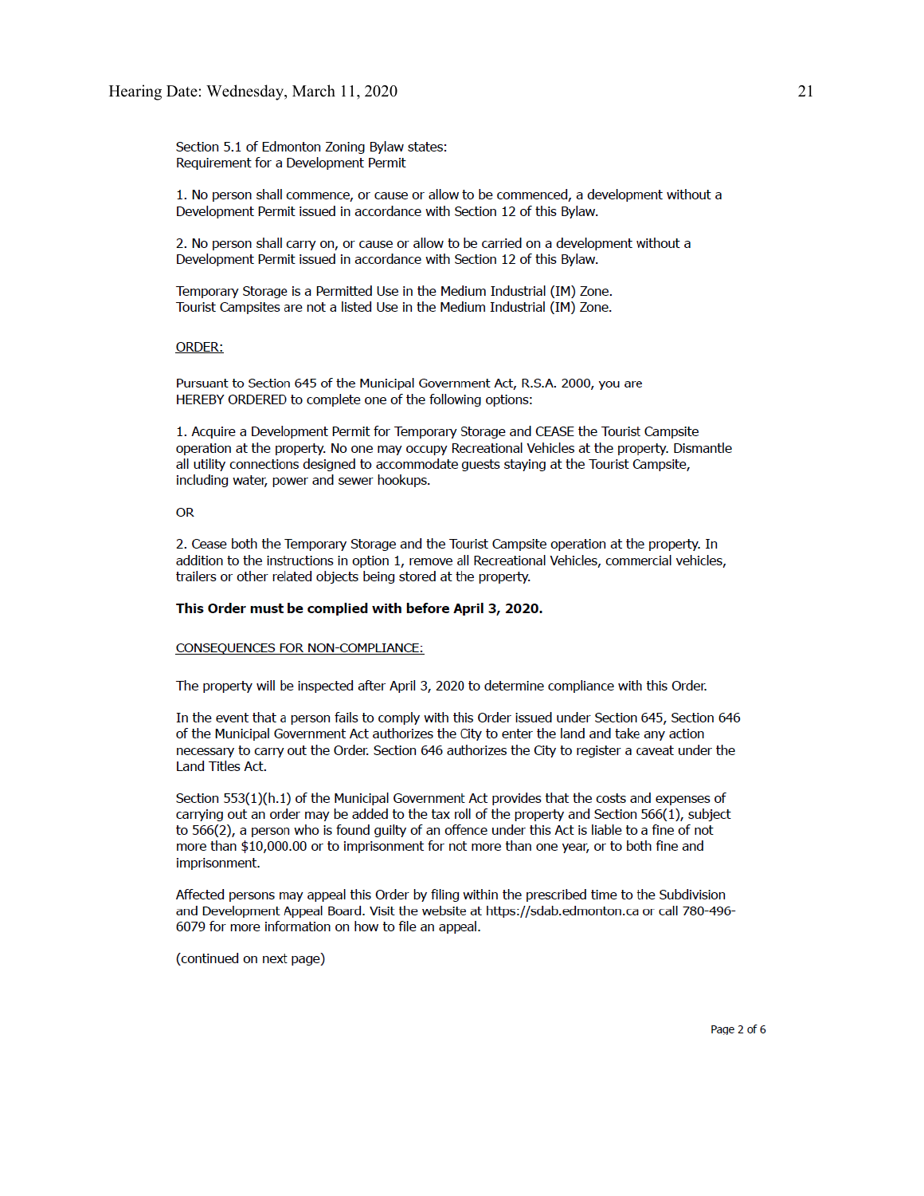Section 5.1 of Edmonton Zoning Bylaw states:
Requirement for a Development Permit

1. No person shall commence, or cause or allow to be commenced, a development without a Development Permit issued in accordance with Section 12 of this Bylaw.

2. No person shall carry on, or cause or allow to be carried on a development without a Development Permit issued in accordance with Section 12 of this Bylaw.

Temporary Storage is a Permitted Use in the Medium Industrial (IM) Zone.
Tourist Campsites are not a listed Use in the Medium Industrial (IM) Zone.

ORDER:

Pursuant to Section 645 of the Municipal Government Act, R.S.A. 2000, you are HEREBY ORDERED to complete one of the following options:

1. Acquire a Development Permit for Temporary Storage and CEASE the Tourist Campsite operation at the property. No one may occupy Recreational Vehicles at the property. Dismantle all utility connections designed to accommodate guests staying at the Tourist Campsite, including water, power and sewer hookups.

OR

2. Cease both the Temporary Storage and the Tourist Campsite operation at the property. In addition to the instructions in option 1, remove all Recreational Vehicles, commercial vehicles, trailers or other related objects being stored at the property.

**This Order must be complied with before April 3, 2020.**

CONSEQUENCES FOR NON-COMPLIANCE:

The property will be inspected after April 3, 2020 to determine compliance with this Order.

In the event that a person fails to comply with this Order issued under Section 645, Section 646 of the Municipal Government Act authorizes the City to enter the land and take any action necessary to carry out the Order. Section 646 authorizes the City to register a caveat under the Land Titles Act.

Section 553(1)(h.1) of the Municipal Government Act provides that the costs and expenses of carrying out an order may be added to the tax roll of the property and Section 566(1), subject to 566(2), a person who is found guilty of an offence under this Act is liable to a fine of not more than $10,000.00 or to imprisonment for not more than one year, or to both fine and imprisonment.

Affected persons may appeal this Order by filing within the prescribed time to the Subdivision and Development Appeal Board. Visit the website at https://sdab.edmonton.ca or call 780-496-6079 for more information on how to file an appeal.

(continued on next page)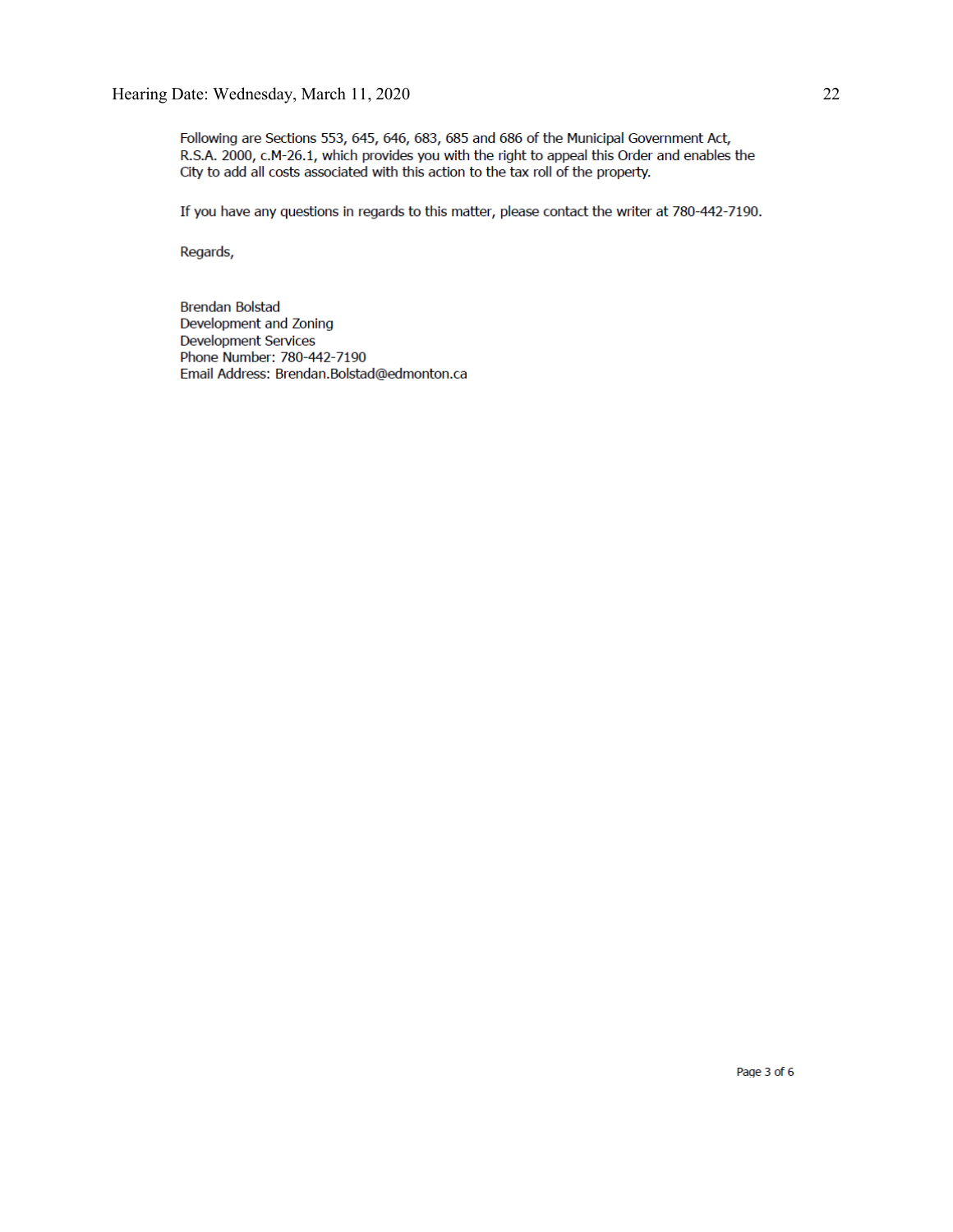Following are Sections 553, 645, 646, 683, 685 and 686 of the Municipal Government Act, R.S.A. 2000, c.M-26.1, which provides you with the right to appeal this Order and enables the City to add all costs associated with this action to the tax roll of the property.

If you have any questions in regards to this matter, please contact the writer at 780-442-7190.

Regards,

Brendan Bolstad
Development and Zoning
Development Services
Phone Number: 780-442-7190
Email Address: Brendan.Bolstad@edmonton.ca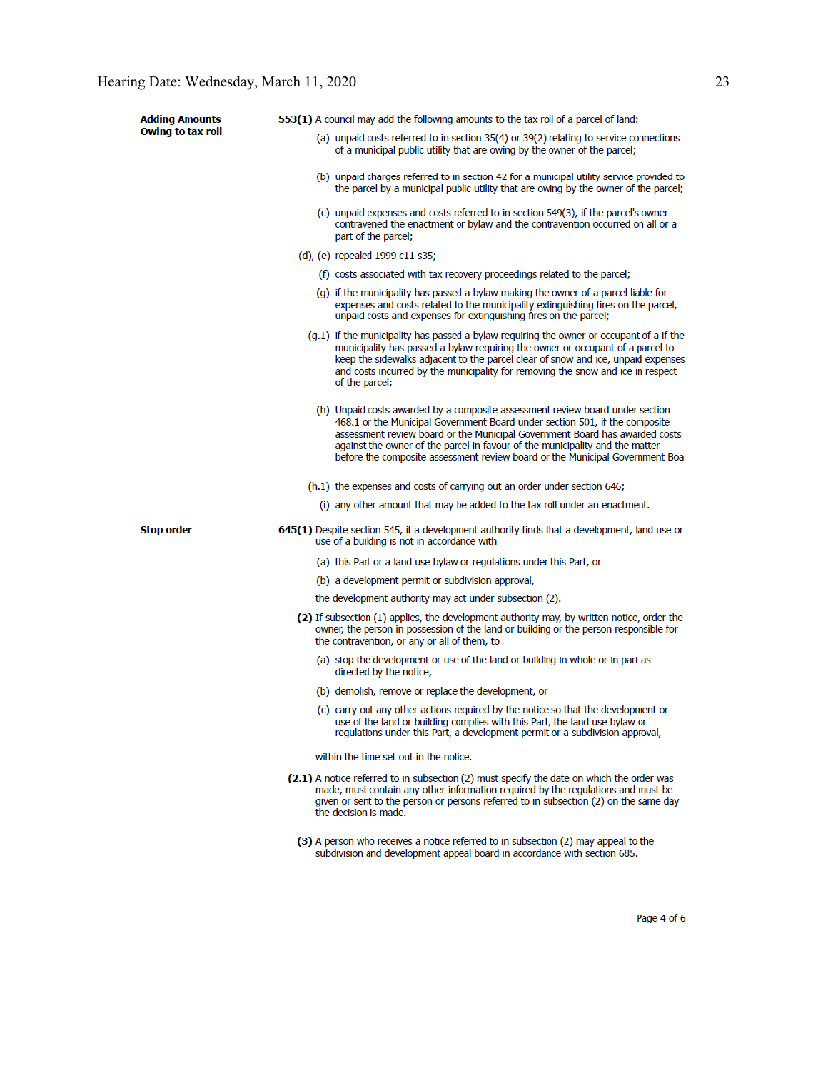**Adding Amounts Owing to tax roll**

**553(1)** A council may add the following amounts to the tax roll of a parcel of land:

(a) unpaid costs referred to in section 35(4) or 39(2) relating to service connections of a municipal public utility that are owing by the owner of the parcel;

(b) unpaid charges referred to in section 42 for a municipal utility service provided to the parcel by a municipal public utility that are owing by the owner of the parcel;

(c) unpaid expenses and costs referred to in section 549(3), if the parcel's owner contravened the enactment or bylaw and the contravention occurred on all or a part of the parcel;

(d), (e) repealed 1999 c11 s35;

(f) costs associated with tax recovery proceedings related to the parcel;

(g) if the municipality has passed a bylaw making the owner of a parcel liable for expenses and costs related to the municipality extinguishing fires on the parcel, unpaid costs and expenses for extinguishing fires on the parcel;

(g.1) if the municipality has passed a bylaw requiring the owner or occupant of a if the municipality has passed a bylaw requiring the owner or occupant of a parcel to keep the sidewalks adjacent to the parcel clear of snow and ice, unpaid expenses and costs incurred by the municipality for removing the snow and ice in respect of the parcel;

(h) Unpaid costs awarded by a composite assessment review board under section 468.1 or the Municipal Government Board under section 501, if the composite assessment review board or the Municipal Government Board has awarded costs against the owner of the parcel in favour of the municipality and the matter before the composite assessment review board or the Municipal Government Boa

(h.1) the expenses and costs of carrying out an order under section 646;

(i) any other amount that may be added to the tax roll under an enactment.

**Stop order**

**645(1)** Despite section 545, if a development authority finds that a development, land use or use of a building is not in accordance with

(a) this Part or a land use bylaw or regulations under this Part, or

(b) a development permit or subdivision approval,

the development authority may act under subsection (2).

**(2)** If subsection (1) applies, the development authority may, by written notice, order the owner, the person in possession of the land or building or the person responsible for the contravention, or any or all of them, to

(a) stop the development or use of the land or building in whole or in part as directed by the notice,

(b) demolish, remove or replace the development, or

(c) carry out any other actions required by the notice so that the development or use of the land or building complies with this Part, the land use bylaw or regulations under this Part, a development permit or a subdivision approval,

within the time set out in the notice.

**(2.1)** A notice referred to in subsection (2) must specify the date on which the order was made, must contain any other information required by the regulations and must be given or sent to the person or persons referred to in subsection (2) on the same day the decision is made.

**(3)** A person who receives a notice referred to in subsection (2) may appeal to the subdivision and development appeal board in accordance with section 685.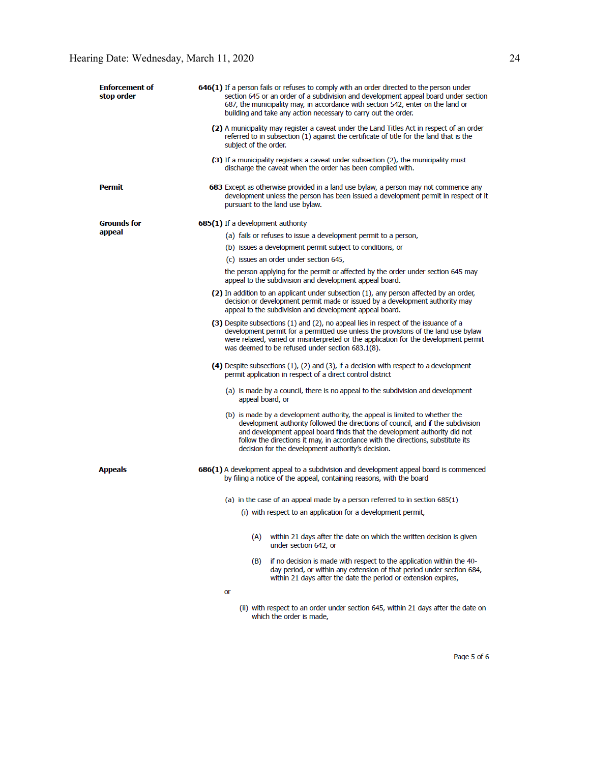**Enforcement of stop order**

**646(1)** If a person fails or refuses to comply with an order directed to the person under section 645 or an order of a subdivision and development appeal board under section 687, the municipality may, in accordance with section 542, enter on the land or building and take any action necessary to carry out the order.

**(2)** A municipality may register a caveat under the Land Titles Act in respect of an order referred to in subsection (1) against the certificate of title for the land that is the subject of the order.

**(3)** If a municipality registers a caveat under subsection (2), the municipality must discharge the caveat when the order has been complied with.

**Permit**

**683** Except as otherwise provided in a land use bylaw, a person may not commence any development unless the person has been issued a development permit in respect of it pursuant to the land use bylaw.

**Grounds for appeal**

**685(1)** If a development authority

(a) fails or refuses to issue a development permit to a person,

(b) issues a development permit subject to conditions, or

(c) issues an order under section 645,

the person applying for the permit or affected by the order under section 645 may appeal to the subdivision and development appeal board.

**(2)** In addition to an applicant under subsection (1), any person affected by an order, decision or development permit made or issued by a development authority may appeal to the subdivision and development appeal board.

**(3)** Despite subsections (1) and (2), no appeal lies in respect of the issuance of a development permit for a permitted use unless the provisions of the land use bylaw were relaxed, varied or misinterpreted or the application for the development permit was deemed to be refused under section 683.1(8).

**(4)** Despite subsections (1), (2) and (3), if a decision with respect to a development permit application in respect of a direct control district

(a) is made by a council, there is no appeal to the subdivision and development appeal board, or

(b) is made by a development authority, the appeal is limited to whether the development authority followed the directions of council, and if the subdivision and development appeal board finds that the development authority did not follow the directions it may, in accordance with the directions, substitute its decision for the development authority's decision.

**Appeals**

**686(1)** A development appeal to a subdivision and development appeal board is commenced by filing a notice of the appeal, containing reasons, with the board

(a) in the case of an appeal made by a person referred to in section 685(1)

(i) with respect to an application for a development permit,

(A) within 21 days after the date on which the written decision is given under section 642, or

(B) if no decision is made with respect to the application within the 40-day period, or within any extension of that period under section 684, within 21 days after the date the period or extension expires,

or

(ii) with respect to an order under section 645, within 21 days after the date on which the order is made,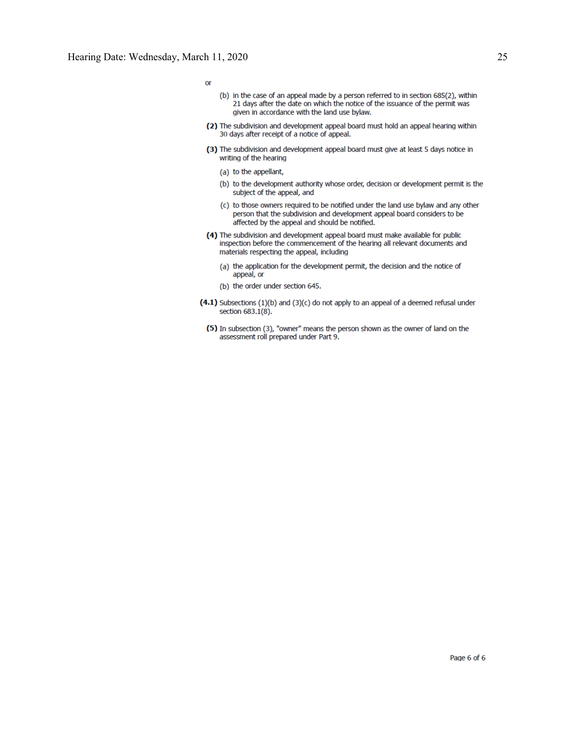or

(b) in the case of an appeal made by a person referred to in section 685(2), within 21 days after the date on which the notice of the issuance of the permit was given in accordance with the land use bylaw.

**(2)** The subdivision and development appeal board must hold an appeal hearing within 30 days after receipt of a notice of appeal.

**(3)** The subdivision and development appeal board must give at least 5 days notice in writing of the hearing

(a) to the appellant,

(b) to the development authority whose order, decision or development permit is the subject of the appeal, and

(c) to those owners required to be notified under the land use bylaw and any other person that the subdivision and development appeal board considers to be affected by the appeal and should be notified.

**(4)** The subdivision and development appeal board must make available for public inspection before the commencement of the hearing all relevant documents and materials respecting the appeal, including

(a) the application for the development permit, the decision and the notice of appeal, or

(b) the order under section 645.

**(4.1)** Subsections (1)(b) and (3)(c) do not apply to an appeal of a deemed refusal under section 683.1(8).

**(5)** In subsection (3), "owner" means the person shown as the owner of land on the assessment roll prepared under Part 9.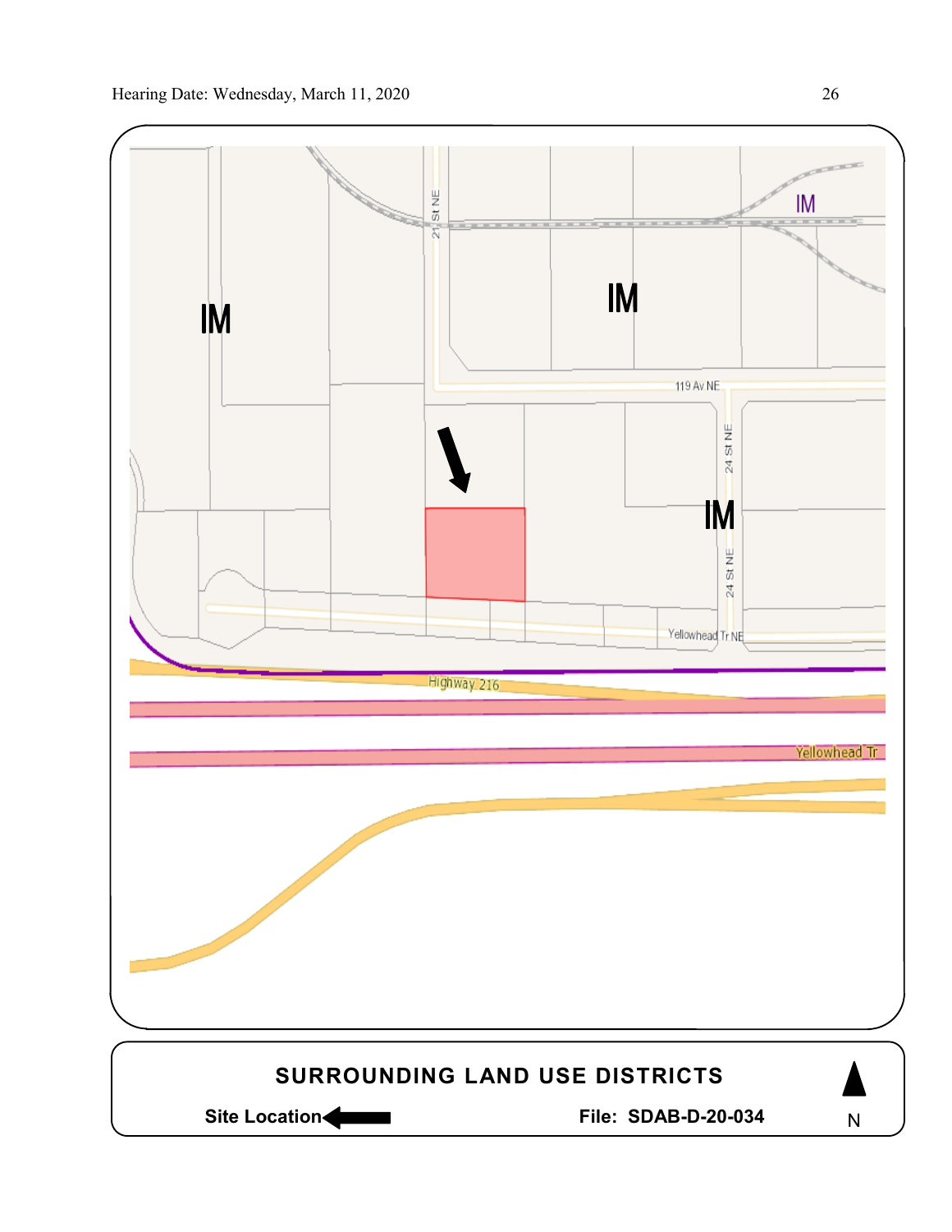IM

IM

IM

IM

21 St NE

119 Av NE

24 St NE

24 St NE

Yellowhead Tr NE

Highway 216

Yellowhead Tr

**SURROUNDING LAND USE DISTRICTS**

**Site Location**

**File: SDAB-D-20-034**

N